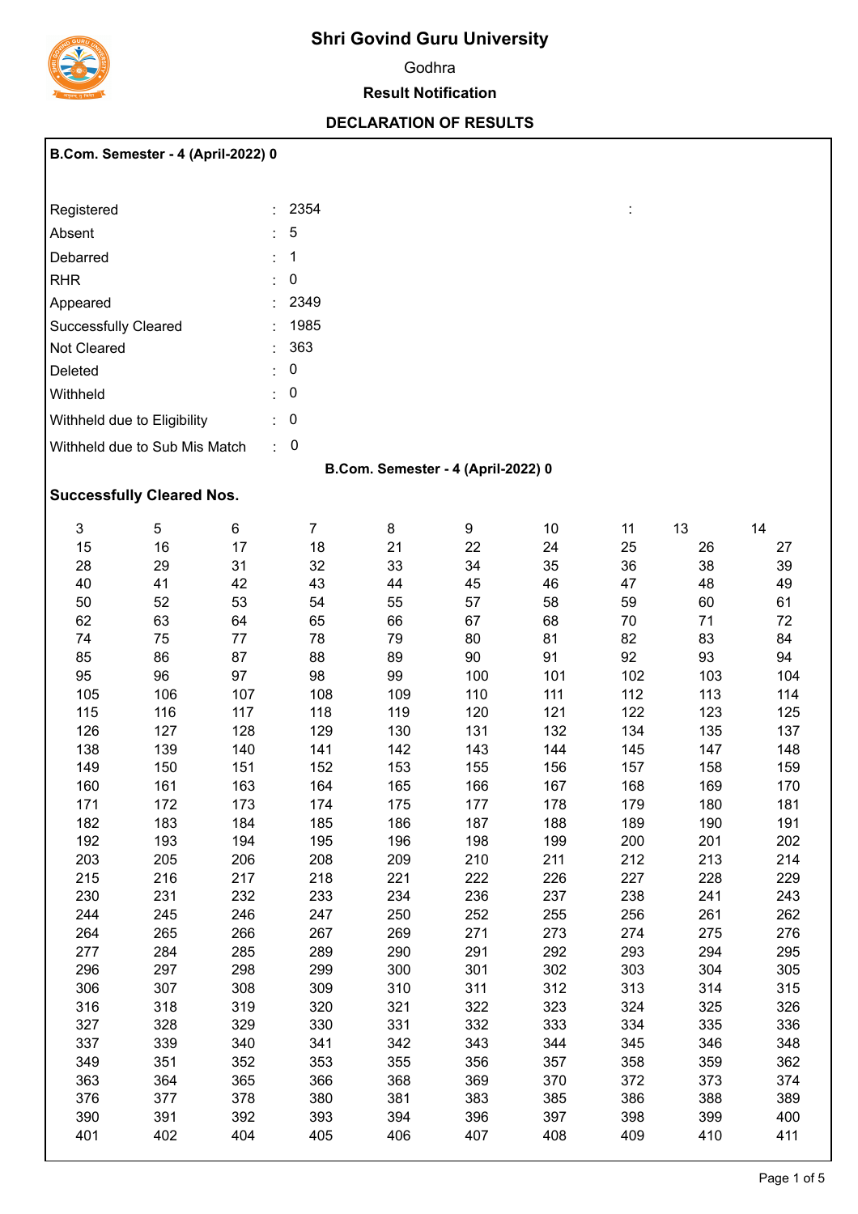# Shri Govind Guru University

Godhra

**Result Notification**

**DECLARATION OF RESULTS**

**B.Com. Semester - 4 (April-2022) 0**

| | | |
|---|---|---|
| Registered | : | 2354 |
| Absent | : | 5 |
| Debarred | : | 1 |
| RHR | : | 0 |
| Appeared | : | 2349 |
| Successfully Cleared | : | 1985 |
| Not Cleared | : | 363 |
| Deleted | : | 0 |
| Withheld | : | 0 |
| Withheld due to Eligibility | : | 0 |
| Withheld due to Sub Mis Match | : | 0 |

**B.Com. Semester - 4 (April-2022) 0**

**Successfully Cleared Nos.**

| | | | | | | | | | |
|---|---|---|---|---|---|---|---|---|---|
| 3 | 5 | 6 | 7 | 8 | 9 | 10 | 11 | 13 | 14 |
| 15 | 16 | 17 | 18 | 21 | 22 | 24 | 25 | 26 | 27 |
| 28 | 29 | 31 | 32 | 33 | 34 | 35 | 36 | 38 | 39 |
| 40 | 41 | 42 | 43 | 44 | 45 | 46 | 47 | 48 | 49 |
| 50 | 52 | 53 | 54 | 55 | 57 | 58 | 59 | 60 | 61 |
| 62 | 63 | 64 | 65 | 66 | 67 | 68 | 70 | 71 | 72 |
| 74 | 75 | 77 | 78 | 79 | 80 | 81 | 82 | 83 | 84 |
| 85 | 86 | 87 | 88 | 89 | 90 | 91 | 92 | 93 | 94 |
| 95 | 96 | 97 | 98 | 99 | 100 | 101 | 102 | 103 | 104 |
| 105 | 106 | 107 | 108 | 109 | 110 | 111 | 112 | 113 | 114 |
| 115 | 116 | 117 | 118 | 119 | 120 | 121 | 122 | 123 | 125 |
| 126 | 127 | 128 | 129 | 130 | 131 | 132 | 134 | 135 | 137 |
| 138 | 139 | 140 | 141 | 142 | 143 | 144 | 145 | 147 | 148 |
| 149 | 150 | 151 | 152 | 153 | 155 | 156 | 157 | 158 | 159 |
| 160 | 161 | 163 | 164 | 165 | 166 | 167 | 168 | 169 | 170 |
| 171 | 172 | 173 | 174 | 175 | 177 | 178 | 179 | 180 | 181 |
| 182 | 183 | 184 | 185 | 186 | 187 | 188 | 189 | 190 | 191 |
| 192 | 193 | 194 | 195 | 196 | 198 | 199 | 200 | 201 | 202 |
| 203 | 205 | 206 | 208 | 209 | 210 | 211 | 212 | 213 | 214 |
| 215 | 216 | 217 | 218 | 221 | 222 | 226 | 227 | 228 | 229 |
| 230 | 231 | 232 | 233 | 234 | 236 | 237 | 238 | 241 | 243 |
| 244 | 245 | 246 | 247 | 250 | 252 | 255 | 256 | 261 | 262 |
| 264 | 265 | 266 | 267 | 269 | 271 | 273 | 274 | 275 | 276 |
| 277 | 284 | 285 | 289 | 290 | 291 | 292 | 293 | 294 | 295 |
| 296 | 297 | 298 | 299 | 300 | 301 | 302 | 303 | 304 | 305 |
| 306 | 307 | 308 | 309 | 310 | 311 | 312 | 313 | 314 | 315 |
| 316 | 318 | 319 | 320 | 321 | 322 | 323 | 324 | 325 | 326 |
| 327 | 328 | 329 | 330 | 331 | 332 | 333 | 334 | 335 | 336 |
| 337 | 339 | 340 | 341 | 342 | 343 | 344 | 345 | 346 | 348 |
| 349 | 351 | 352 | 353 | 355 | 356 | 357 | 358 | 359 | 362 |
| 363 | 364 | 365 | 366 | 368 | 369 | 370 | 372 | 373 | 374 |
| 376 | 377 | 378 | 380 | 381 | 383 | 385 | 386 | 388 | 389 |
| 390 | 391 | 392 | 393 | 394 | 396 | 397 | 398 | 399 | 400 |
| 401 | 402 | 404 | 405 | 406 | 407 | 408 | 409 | 410 | 411 |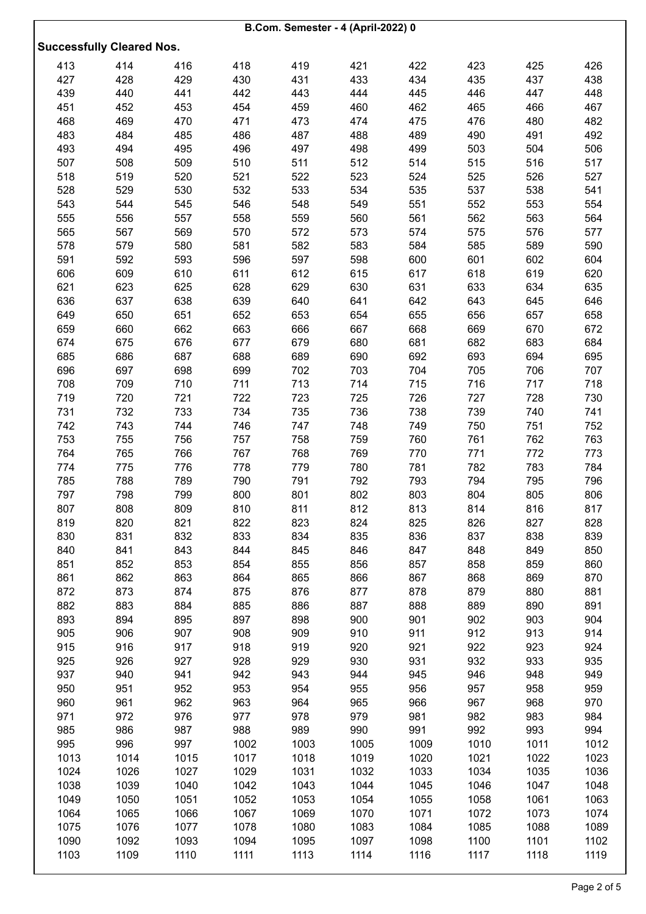**B.Com. Semester - 4 (April-2022) 0**

**Successfully Cleared Nos.**

| | | | | | | | | | |
|---|---|---|---|---|---|---|---|---|---|
| 413 | 414 | 416 | 418 | 419 | 421 | 422 | 423 | 425 | 426 |
| 427 | 428 | 429 | 430 | 431 | 433 | 434 | 435 | 437 | 438 |
| 439 | 440 | 441 | 442 | 443 | 444 | 445 | 446 | 447 | 448 |
| 451 | 452 | 453 | 454 | 459 | 460 | 462 | 465 | 466 | 467 |
| 468 | 469 | 470 | 471 | 473 | 474 | 475 | 476 | 480 | 482 |
| 483 | 484 | 485 | 486 | 487 | 488 | 489 | 490 | 491 | 492 |
| 493 | 494 | 495 | 496 | 497 | 498 | 499 | 503 | 504 | 506 |
| 507 | 508 | 509 | 510 | 511 | 512 | 514 | 515 | 516 | 517 |
| 518 | 519 | 520 | 521 | 522 | 523 | 524 | 525 | 526 | 527 |
| 528 | 529 | 530 | 532 | 533 | 534 | 535 | 537 | 538 | 541 |
| 543 | 544 | 545 | 546 | 548 | 549 | 551 | 552 | 553 | 554 |
| 555 | 556 | 557 | 558 | 559 | 560 | 561 | 562 | 563 | 564 |
| 565 | 567 | 569 | 570 | 572 | 573 | 574 | 575 | 576 | 577 |
| 578 | 579 | 580 | 581 | 582 | 583 | 584 | 585 | 589 | 590 |
| 591 | 592 | 593 | 596 | 597 | 598 | 600 | 601 | 602 | 604 |
| 606 | 609 | 610 | 611 | 612 | 615 | 617 | 618 | 619 | 620 |
| 621 | 623 | 625 | 628 | 629 | 630 | 631 | 633 | 634 | 635 |
| 636 | 637 | 638 | 639 | 640 | 641 | 642 | 643 | 645 | 646 |
| 649 | 650 | 651 | 652 | 653 | 654 | 655 | 656 | 657 | 658 |
| 659 | 660 | 662 | 663 | 666 | 667 | 668 | 669 | 670 | 672 |
| 674 | 675 | 676 | 677 | 679 | 680 | 681 | 682 | 683 | 684 |
| 685 | 686 | 687 | 688 | 689 | 690 | 692 | 693 | 694 | 695 |
| 696 | 697 | 698 | 699 | 702 | 703 | 704 | 705 | 706 | 707 |
| 708 | 709 | 710 | 711 | 713 | 714 | 715 | 716 | 717 | 718 |
| 719 | 720 | 721 | 722 | 723 | 725 | 726 | 727 | 728 | 730 |
| 731 | 732 | 733 | 734 | 735 | 736 | 738 | 739 | 740 | 741 |
| 742 | 743 | 744 | 746 | 747 | 748 | 749 | 750 | 751 | 752 |
| 753 | 755 | 756 | 757 | 758 | 759 | 760 | 761 | 762 | 763 |
| 764 | 765 | 766 | 767 | 768 | 769 | 770 | 771 | 772 | 773 |
| 774 | 775 | 776 | 778 | 779 | 780 | 781 | 782 | 783 | 784 |
| 785 | 788 | 789 | 790 | 791 | 792 | 793 | 794 | 795 | 796 |
| 797 | 798 | 799 | 800 | 801 | 802 | 803 | 804 | 805 | 806 |
| 807 | 808 | 809 | 810 | 811 | 812 | 813 | 814 | 816 | 817 |
| 819 | 820 | 821 | 822 | 823 | 824 | 825 | 826 | 827 | 828 |
| 830 | 831 | 832 | 833 | 834 | 835 | 836 | 837 | 838 | 839 |
| 840 | 841 | 843 | 844 | 845 | 846 | 847 | 848 | 849 | 850 |
| 851 | 852 | 853 | 854 | 855 | 856 | 857 | 858 | 859 | 860 |
| 861 | 862 | 863 | 864 | 865 | 866 | 867 | 868 | 869 | 870 |
| 872 | 873 | 874 | 875 | 876 | 877 | 878 | 879 | 880 | 881 |
| 882 | 883 | 884 | 885 | 886 | 887 | 888 | 889 | 890 | 891 |
| 893 | 894 | 895 | 897 | 898 | 900 | 901 | 902 | 903 | 904 |
| 905 | 906 | 907 | 908 | 909 | 910 | 911 | 912 | 913 | 914 |
| 915 | 916 | 917 | 918 | 919 | 920 | 921 | 922 | 923 | 924 |
| 925 | 926 | 927 | 928 | 929 | 930 | 931 | 932 | 933 | 935 |
| 937 | 940 | 941 | 942 | 943 | 944 | 945 | 946 | 948 | 949 |
| 950 | 951 | 952 | 953 | 954 | 955 | 956 | 957 | 958 | 959 |
| 960 | 961 | 962 | 963 | 964 | 965 | 966 | 967 | 968 | 970 |
| 971 | 972 | 976 | 977 | 978 | 979 | 981 | 982 | 983 | 984 |
| 985 | 986 | 987 | 988 | 989 | 990 | 991 | 992 | 993 | 994 |
| 995 | 996 | 997 | 1002 | 1003 | 1005 | 1009 | 1010 | 1011 | 1012 |
| 1013 | 1014 | 1015 | 1017 | 1018 | 1019 | 1020 | 1021 | 1022 | 1023 |
| 1024 | 1026 | 1027 | 1029 | 1031 | 1032 | 1033 | 1034 | 1035 | 1036 |
| 1038 | 1039 | 1040 | 1042 | 1043 | 1044 | 1045 | 1046 | 1047 | 1048 |
| 1049 | 1050 | 1051 | 1052 | 1053 | 1054 | 1055 | 1058 | 1061 | 1063 |
| 1064 | 1065 | 1066 | 1067 | 1069 | 1070 | 1071 | 1072 | 1073 | 1074 |
| 1075 | 1076 | 1077 | 1078 | 1080 | 1083 | 1084 | 1085 | 1088 | 1089 |
| 1090 | 1092 | 1093 | 1094 | 1095 | 1097 | 1098 | 1100 | 1101 | 1102 |
| 1103 | 1109 | 1110 | 1111 | 1113 | 1114 | 1116 | 1117 | 1118 | 1119 |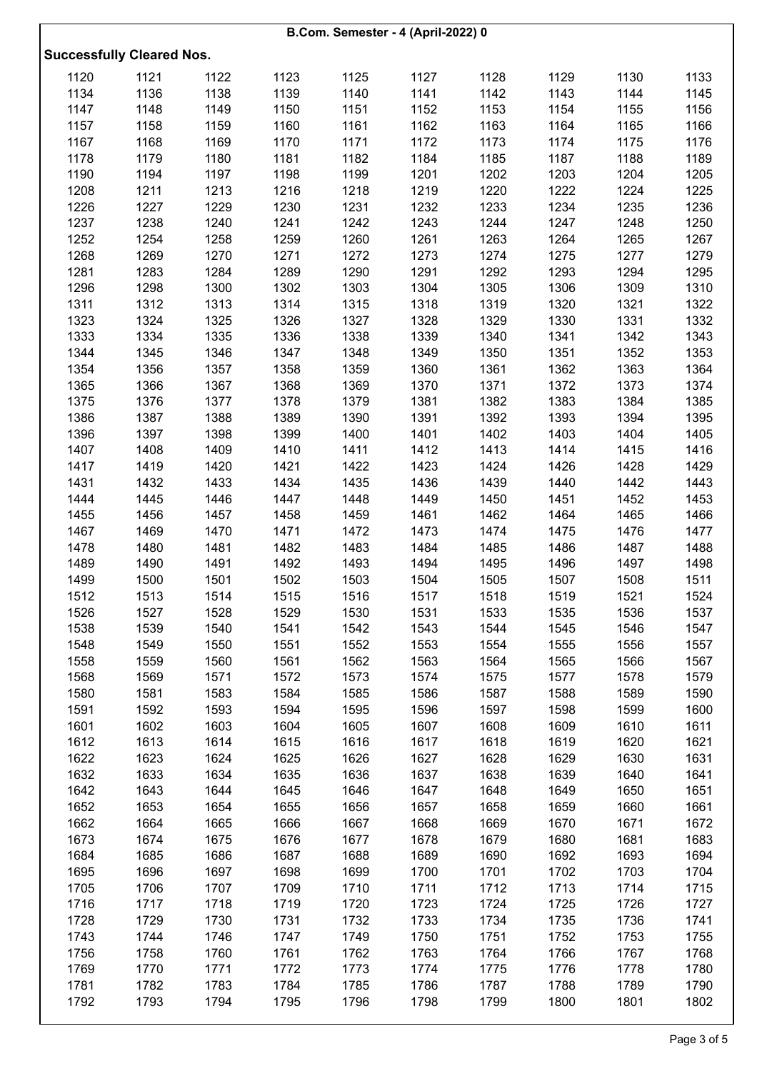**B.Com. Semester - 4 (April-2022) 0**

**Successfully Cleared Nos.**

| | | | | | | | | | |
|---|---|---|---|---|---|---|---|---|---|
| 1120 | 1121 | 1122 | 1123 | 1125 | 1127 | 1128 | 1129 | 1130 | 1133 |
| 1134 | 1136 | 1138 | 1139 | 1140 | 1141 | 1142 | 1143 | 1144 | 1145 |
| 1147 | 1148 | 1149 | 1150 | 1151 | 1152 | 1153 | 1154 | 1155 | 1156 |
| 1157 | 1158 | 1159 | 1160 | 1161 | 1162 | 1163 | 1164 | 1165 | 1166 |
| 1167 | 1168 | 1169 | 1170 | 1171 | 1172 | 1173 | 1174 | 1175 | 1176 |
| 1178 | 1179 | 1180 | 1181 | 1182 | 1184 | 1185 | 1187 | 1188 | 1189 |
| 1190 | 1194 | 1197 | 1198 | 1199 | 1201 | 1202 | 1203 | 1204 | 1205 |
| 1208 | 1211 | 1213 | 1216 | 1218 | 1219 | 1220 | 1222 | 1224 | 1225 |
| 1226 | 1227 | 1229 | 1230 | 1231 | 1232 | 1233 | 1234 | 1235 | 1236 |
| 1237 | 1238 | 1240 | 1241 | 1242 | 1243 | 1244 | 1247 | 1248 | 1250 |
| 1252 | 1254 | 1258 | 1259 | 1260 | 1261 | 1263 | 1264 | 1265 | 1267 |
| 1268 | 1269 | 1270 | 1271 | 1272 | 1273 | 1274 | 1275 | 1277 | 1279 |
| 1281 | 1283 | 1284 | 1289 | 1290 | 1291 | 1292 | 1293 | 1294 | 1295 |
| 1296 | 1298 | 1300 | 1302 | 1303 | 1304 | 1305 | 1306 | 1309 | 1310 |
| 1311 | 1312 | 1313 | 1314 | 1315 | 1318 | 1319 | 1320 | 1321 | 1322 |
| 1323 | 1324 | 1325 | 1326 | 1327 | 1328 | 1329 | 1330 | 1331 | 1332 |
| 1333 | 1334 | 1335 | 1336 | 1338 | 1339 | 1340 | 1341 | 1342 | 1343 |
| 1344 | 1345 | 1346 | 1347 | 1348 | 1349 | 1350 | 1351 | 1352 | 1353 |
| 1354 | 1356 | 1357 | 1358 | 1359 | 1360 | 1361 | 1362 | 1363 | 1364 |
| 1365 | 1366 | 1367 | 1368 | 1369 | 1370 | 1371 | 1372 | 1373 | 1374 |
| 1375 | 1376 | 1377 | 1378 | 1379 | 1381 | 1382 | 1383 | 1384 | 1385 |
| 1386 | 1387 | 1388 | 1389 | 1390 | 1391 | 1392 | 1393 | 1394 | 1395 |
| 1396 | 1397 | 1398 | 1399 | 1400 | 1401 | 1402 | 1403 | 1404 | 1405 |
| 1407 | 1408 | 1409 | 1410 | 1411 | 1412 | 1413 | 1414 | 1415 | 1416 |
| 1417 | 1419 | 1420 | 1421 | 1422 | 1423 | 1424 | 1426 | 1428 | 1429 |
| 1431 | 1432 | 1433 | 1434 | 1435 | 1436 | 1439 | 1440 | 1442 | 1443 |
| 1444 | 1445 | 1446 | 1447 | 1448 | 1449 | 1450 | 1451 | 1452 | 1453 |
| 1455 | 1456 | 1457 | 1458 | 1459 | 1461 | 1462 | 1464 | 1465 | 1466 |
| 1467 | 1469 | 1470 | 1471 | 1472 | 1473 | 1474 | 1475 | 1476 | 1477 |
| 1478 | 1480 | 1481 | 1482 | 1483 | 1484 | 1485 | 1486 | 1487 | 1488 |
| 1489 | 1490 | 1491 | 1492 | 1493 | 1494 | 1495 | 1496 | 1497 | 1498 |
| 1499 | 1500 | 1501 | 1502 | 1503 | 1504 | 1505 | 1507 | 1508 | 1511 |
| 1512 | 1513 | 1514 | 1515 | 1516 | 1517 | 1518 | 1519 | 1521 | 1524 |
| 1526 | 1527 | 1528 | 1529 | 1530 | 1531 | 1533 | 1535 | 1536 | 1537 |
| 1538 | 1539 | 1540 | 1541 | 1542 | 1543 | 1544 | 1545 | 1546 | 1547 |
| 1548 | 1549 | 1550 | 1551 | 1552 | 1553 | 1554 | 1555 | 1556 | 1557 |
| 1558 | 1559 | 1560 | 1561 | 1562 | 1563 | 1564 | 1565 | 1566 | 1567 |
| 1568 | 1569 | 1571 | 1572 | 1573 | 1574 | 1575 | 1577 | 1578 | 1579 |
| 1580 | 1581 | 1583 | 1584 | 1585 | 1586 | 1587 | 1588 | 1589 | 1590 |
| 1591 | 1592 | 1593 | 1594 | 1595 | 1596 | 1597 | 1598 | 1599 | 1600 |
| 1601 | 1602 | 1603 | 1604 | 1605 | 1607 | 1608 | 1609 | 1610 | 1611 |
| 1612 | 1613 | 1614 | 1615 | 1616 | 1617 | 1618 | 1619 | 1620 | 1621 |
| 1622 | 1623 | 1624 | 1625 | 1626 | 1627 | 1628 | 1629 | 1630 | 1631 |
| 1632 | 1633 | 1634 | 1635 | 1636 | 1637 | 1638 | 1639 | 1640 | 1641 |
| 1642 | 1643 | 1644 | 1645 | 1646 | 1647 | 1648 | 1649 | 1650 | 1651 |
| 1652 | 1653 | 1654 | 1655 | 1656 | 1657 | 1658 | 1659 | 1660 | 1661 |
| 1662 | 1664 | 1665 | 1666 | 1667 | 1668 | 1669 | 1670 | 1671 | 1672 |
| 1673 | 1674 | 1675 | 1676 | 1677 | 1678 | 1679 | 1680 | 1681 | 1683 |
| 1684 | 1685 | 1686 | 1687 | 1688 | 1689 | 1690 | 1692 | 1693 | 1694 |
| 1695 | 1696 | 1697 | 1698 | 1699 | 1700 | 1701 | 1702 | 1703 | 1704 |
| 1705 | 1706 | 1707 | 1709 | 1710 | 1711 | 1712 | 1713 | 1714 | 1715 |
| 1716 | 1717 | 1718 | 1719 | 1720 | 1723 | 1724 | 1725 | 1726 | 1727 |
| 1728 | 1729 | 1730 | 1731 | 1732 | 1733 | 1734 | 1735 | 1736 | 1741 |
| 1743 | 1744 | 1746 | 1747 | 1749 | 1750 | 1751 | 1752 | 1753 | 1755 |
| 1756 | 1758 | 1760 | 1761 | 1762 | 1763 | 1764 | 1766 | 1767 | 1768 |
| 1769 | 1770 | 1771 | 1772 | 1773 | 1774 | 1775 | 1776 | 1778 | 1780 |
| 1781 | 1782 | 1783 | 1784 | 1785 | 1786 | 1787 | 1788 | 1789 | 1790 |
| 1792 | 1793 | 1794 | 1795 | 1796 | 1798 | 1799 | 1800 | 1801 | 1802 |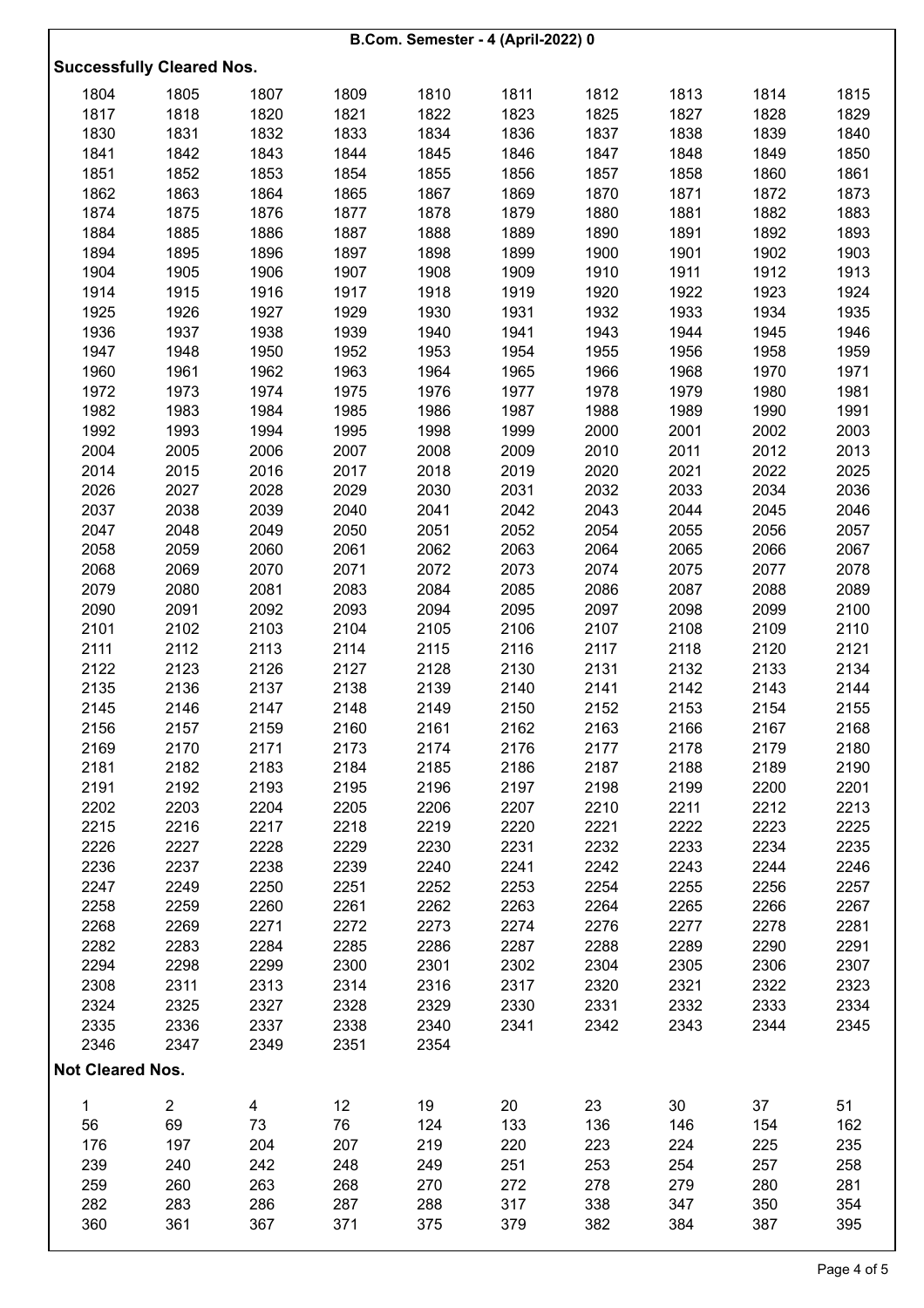**B.Com. Semester - 4 (April-2022) 0**

**Successfully Cleared Nos.**

| | | | | | | | | | |
|---|---|---|---|---|---|---|---|---|---|
| 1804 | 1805 | 1807 | 1809 | 1810 | 1811 | 1812 | 1813 | 1814 | 1815 |
| 1817 | 1818 | 1820 | 1821 | 1822 | 1823 | 1825 | 1827 | 1828 | 1829 |
| 1830 | 1831 | 1832 | 1833 | 1834 | 1836 | 1837 | 1838 | 1839 | 1840 |
| 1841 | 1842 | 1843 | 1844 | 1845 | 1846 | 1847 | 1848 | 1849 | 1850 |
| 1851 | 1852 | 1853 | 1854 | 1855 | 1856 | 1857 | 1858 | 1860 | 1861 |
| 1862 | 1863 | 1864 | 1865 | 1867 | 1869 | 1870 | 1871 | 1872 | 1873 |
| 1874 | 1875 | 1876 | 1877 | 1878 | 1879 | 1880 | 1881 | 1882 | 1883 |
| 1884 | 1885 | 1886 | 1887 | 1888 | 1889 | 1890 | 1891 | 1892 | 1893 |
| 1894 | 1895 | 1896 | 1897 | 1898 | 1899 | 1900 | 1901 | 1902 | 1903 |
| 1904 | 1905 | 1906 | 1907 | 1908 | 1909 | 1910 | 1911 | 1912 | 1913 |
| 1914 | 1915 | 1916 | 1917 | 1918 | 1919 | 1920 | 1922 | 1923 | 1924 |
| 1925 | 1926 | 1927 | 1929 | 1930 | 1931 | 1932 | 1933 | 1934 | 1935 |
| 1936 | 1937 | 1938 | 1939 | 1940 | 1941 | 1943 | 1944 | 1945 | 1946 |
| 1947 | 1948 | 1950 | 1952 | 1953 | 1954 | 1955 | 1956 | 1958 | 1959 |
| 1960 | 1961 | 1962 | 1963 | 1964 | 1965 | 1966 | 1968 | 1970 | 1971 |
| 1972 | 1973 | 1974 | 1975 | 1976 | 1977 | 1978 | 1979 | 1980 | 1981 |
| 1982 | 1983 | 1984 | 1985 | 1986 | 1987 | 1988 | 1989 | 1990 | 1991 |
| 1992 | 1993 | 1994 | 1995 | 1998 | 1999 | 2000 | 2001 | 2002 | 2003 |
| 2004 | 2005 | 2006 | 2007 | 2008 | 2009 | 2010 | 2011 | 2012 | 2013 |
| 2014 | 2015 | 2016 | 2017 | 2018 | 2019 | 2020 | 2021 | 2022 | 2025 |
| 2026 | 2027 | 2028 | 2029 | 2030 | 2031 | 2032 | 2033 | 2034 | 2036 |
| 2037 | 2038 | 2039 | 2040 | 2041 | 2042 | 2043 | 2044 | 2045 | 2046 |
| 2047 | 2048 | 2049 | 2050 | 2051 | 2052 | 2054 | 2055 | 2056 | 2057 |
| 2058 | 2059 | 2060 | 2061 | 2062 | 2063 | 2064 | 2065 | 2066 | 2067 |
| 2068 | 2069 | 2070 | 2071 | 2072 | 2073 | 2074 | 2075 | 2077 | 2078 |
| 2079 | 2080 | 2081 | 2083 | 2084 | 2085 | 2086 | 2087 | 2088 | 2089 |
| 2090 | 2091 | 2092 | 2093 | 2094 | 2095 | 2097 | 2098 | 2099 | 2100 |
| 2101 | 2102 | 2103 | 2104 | 2105 | 2106 | 2107 | 2108 | 2109 | 2110 |
| 2111 | 2112 | 2113 | 2114 | 2115 | 2116 | 2117 | 2118 | 2120 | 2121 |
| 2122 | 2123 | 2126 | 2127 | 2128 | 2130 | 2131 | 2132 | 2133 | 2134 |
| 2135 | 2136 | 2137 | 2138 | 2139 | 2140 | 2141 | 2142 | 2143 | 2144 |
| 2145 | 2146 | 2147 | 2148 | 2149 | 2150 | 2152 | 2153 | 2154 | 2155 |
| 2156 | 2157 | 2159 | 2160 | 2161 | 2162 | 2163 | 2166 | 2167 | 2168 |
| 2169 | 2170 | 2171 | 2173 | 2174 | 2176 | 2177 | 2178 | 2179 | 2180 |
| 2181 | 2182 | 2183 | 2184 | 2185 | 2186 | 2187 | 2188 | 2189 | 2190 |
| 2191 | 2192 | 2193 | 2195 | 2196 | 2197 | 2198 | 2199 | 2200 | 2201 |
| 2202 | 2203 | 2204 | 2205 | 2206 | 2207 | 2210 | 2211 | 2212 | 2213 |
| 2215 | 2216 | 2217 | 2218 | 2219 | 2220 | 2221 | 2222 | 2223 | 2225 |
| 2226 | 2227 | 2228 | 2229 | 2230 | 2231 | 2232 | 2233 | 2234 | 2235 |
| 2236 | 2237 | 2238 | 2239 | 2240 | 2241 | 2242 | 2243 | 2244 | 2246 |
| 2247 | 2249 | 2250 | 2251 | 2252 | 2253 | 2254 | 2255 | 2256 | 2257 |
| 2258 | 2259 | 2260 | 2261 | 2262 | 2263 | 2264 | 2265 | 2266 | 2267 |
| 2268 | 2269 | 2271 | 2272 | 2273 | 2274 | 2276 | 2277 | 2278 | 2281 |
| 2282 | 2283 | 2284 | 2285 | 2286 | 2287 | 2288 | 2289 | 2290 | 2291 |
| 2294 | 2298 | 2299 | 2300 | 2301 | 2302 | 2304 | 2305 | 2306 | 2307 |
| 2308 | 2311 | 2313 | 2314 | 2316 | 2317 | 2320 | 2321 | 2322 | 2323 |
| 2324 | 2325 | 2327 | 2328 | 2329 | 2330 | 2331 | 2332 | 2333 | 2334 |
| 2335 | 2336 | 2337 | 2338 | 2340 | 2341 | 2342 | 2343 | 2344 | 2345 |
| 2346 | 2347 | 2349 | 2351 | 2354 | | | | | |

**Not Cleared Nos.**

| | | | | | | | | | |
|---|---|---|---|---|---|---|---|---|---|
| 1 | 2 | 4 | 12 | 19 | 20 | 23 | 30 | 37 | 51 |
| 56 | 69 | 73 | 76 | 124 | 133 | 136 | 146 | 154 | 162 |
| 176 | 197 | 204 | 207 | 219 | 220 | 223 | 224 | 225 | 235 |
| 239 | 240 | 242 | 248 | 249 | 251 | 253 | 254 | 257 | 258 |
| 259 | 260 | 263 | 268 | 270 | 272 | 278 | 279 | 280 | 281 |
| 282 | 283 | 286 | 287 | 288 | 317 | 338 | 347 | 350 | 354 |
| 360 | 361 | 367 | 371 | 375 | 379 | 382 | 384 | 387 | 395 |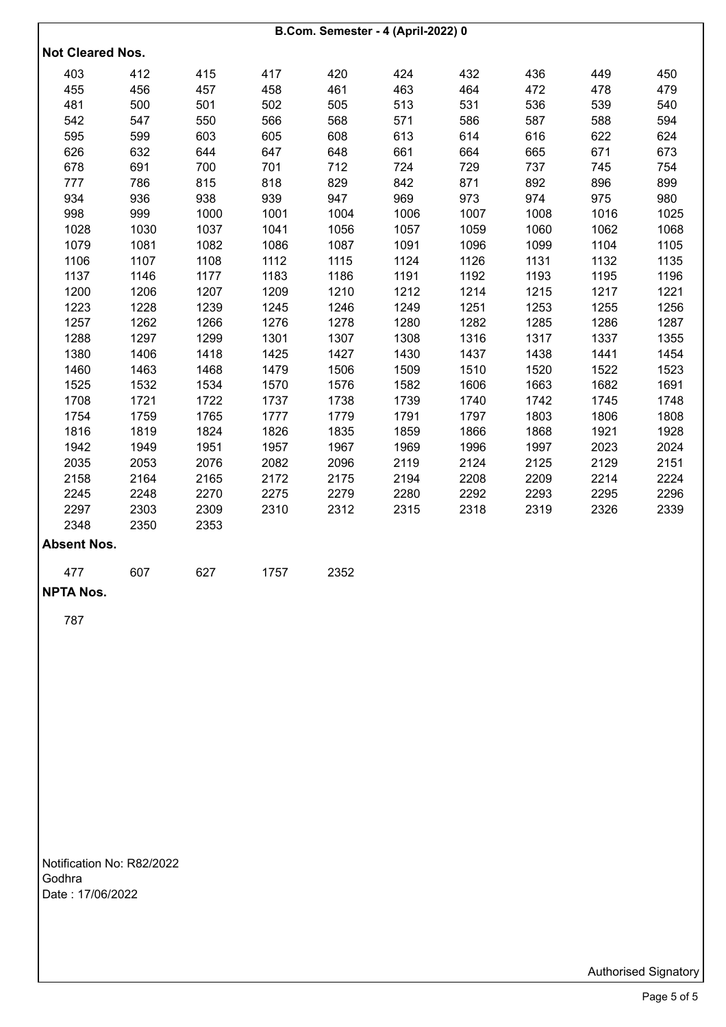**B.Com. Semester - 4 (April-2022) 0**

**Not Cleared Nos.**

| | | | | | | | | | |
|---|---|---|---|---|---|---|---|---|---|
| 403 | 412 | 415 | 417 | 420 | 424 | 432 | 436 | 449 | 450 |
| 455 | 456 | 457 | 458 | 461 | 463 | 464 | 472 | 478 | 479 |
| 481 | 500 | 501 | 502 | 505 | 513 | 531 | 536 | 539 | 540 |
| 542 | 547 | 550 | 566 | 568 | 571 | 586 | 587 | 588 | 594 |
| 595 | 599 | 603 | 605 | 608 | 613 | 614 | 616 | 622 | 624 |
| 626 | 632 | 644 | 647 | 648 | 661 | 664 | 665 | 671 | 673 |
| 678 | 691 | 700 | 701 | 712 | 724 | 729 | 737 | 745 | 754 |
| 777 | 786 | 815 | 818 | 829 | 842 | 871 | 892 | 896 | 899 |
| 934 | 936 | 938 | 939 | 947 | 969 | 973 | 974 | 975 | 980 |
| 998 | 999 | 1000 | 1001 | 1004 | 1006 | 1007 | 1008 | 1016 | 1025 |
| 1028 | 1030 | 1037 | 1041 | 1056 | 1057 | 1059 | 1060 | 1062 | 1068 |
| 1079 | 1081 | 1082 | 1086 | 1087 | 1091 | 1096 | 1099 | 1104 | 1105 |
| 1106 | 1107 | 1108 | 1112 | 1115 | 1124 | 1126 | 1131 | 1132 | 1135 |
| 1137 | 1146 | 1177 | 1183 | 1186 | 1191 | 1192 | 1193 | 1195 | 1196 |
| 1200 | 1206 | 1207 | 1209 | 1210 | 1212 | 1214 | 1215 | 1217 | 1221 |
| 1223 | 1228 | 1239 | 1245 | 1246 | 1249 | 1251 | 1253 | 1255 | 1256 |
| 1257 | 1262 | 1266 | 1276 | 1278 | 1280 | 1282 | 1285 | 1286 | 1287 |
| 1288 | 1297 | 1299 | 1301 | 1307 | 1308 | 1316 | 1317 | 1337 | 1355 |
| 1380 | 1406 | 1418 | 1425 | 1427 | 1430 | 1437 | 1438 | 1441 | 1454 |
| 1460 | 1463 | 1468 | 1479 | 1506 | 1509 | 1510 | 1520 | 1522 | 1523 |
| 1525 | 1532 | 1534 | 1570 | 1576 | 1582 | 1606 | 1663 | 1682 | 1691 |
| 1708 | 1721 | 1722 | 1737 | 1738 | 1739 | 1740 | 1742 | 1745 | 1748 |
| 1754 | 1759 | 1765 | 1777 | 1779 | 1791 | 1797 | 1803 | 1806 | 1808 |
| 1816 | 1819 | 1824 | 1826 | 1835 | 1859 | 1866 | 1868 | 1921 | 1928 |
| 1942 | 1949 | 1951 | 1957 | 1967 | 1969 | 1996 | 1997 | 2023 | 2024 |
| 2035 | 2053 | 2076 | 2082 | 2096 | 2119 | 2124 | 2125 | 2129 | 2151 |
| 2158 | 2164 | 2165 | 2172 | 2175 | 2194 | 2208 | 2209 | 2214 | 2224 |
| 2245 | 2248 | 2270 | 2275 | 2279 | 2280 | 2292 | 2293 | 2295 | 2296 |
| 2297 | 2303 | 2309 | 2310 | 2312 | 2315 | 2318 | 2319 | 2326 | 2339 |
| 2348 | 2350 | 2353 | | | | | | | |

**Absent Nos.**

| | | | | |
|---|---|---|---|---|
| 477 | 607 | 627 | 1757 | 2352 |

**NPTA Nos.**

787

Notification No: R82/2022
Godhra
Date : 17/06/2022

Authorised Signatory